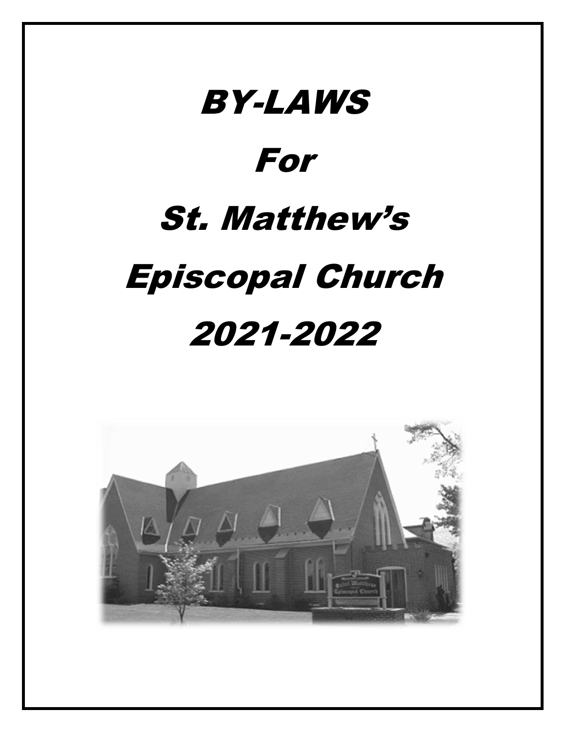# BY-LAWS

# For

# St. Matthew's

# Episcopal Church

# 2021-2022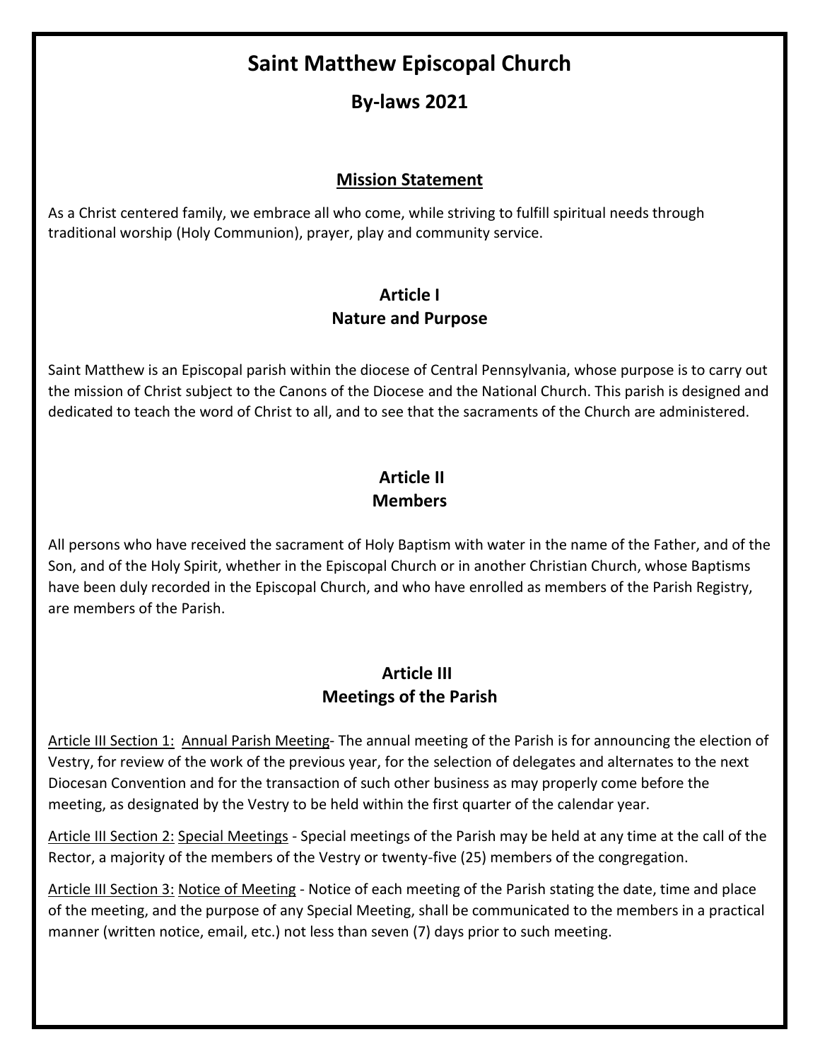# Saint Matthew Episcopal Church

## By-laws 2021

### Mission Statement

As a Christ centered family, we embrace all who come, while striving to fulfill spiritual needs through traditional worship (Holy Communion), prayer, play and community service.

## Article I
## Nature and Purpose

Saint Matthew is an Episcopal parish within the diocese of Central Pennsylvania, whose purpose is to carry out the mission of Christ subject to the Canons of the Diocese and the National Church. This parish is designed and dedicated to teach the word of Christ to all, and to see that the sacraments of the Church are administered.

## Article II
## Members

All persons who have received the sacrament of Holy Baptism with water in the name of the Father, and of the Son, and of the Holy Spirit, whether in the Episcopal Church or in another Christian Church, whose Baptisms have been duly recorded in the Episcopal Church, and who have enrolled as members of the Parish Registry, are members of the Parish.

## Article III
## Meetings of the Parish

Article III Section 1: Annual Parish Meeting- The annual meeting of the Parish is for announcing the election of Vestry, for review of the work of the previous year, for the selection of delegates and alternates to the next Diocesan Convention and for the transaction of such other business as may properly come before the meeting, as designated by the Vestry to be held within the first quarter of the calendar year.

Article III Section 2: Special Meetings - Special meetings of the Parish may be held at any time at the call of the Rector, a majority of the members of the Vestry or twenty-five (25) members of the congregation.

Article III Section 3: Notice of Meeting - Notice of each meeting of the Parish stating the date, time and place of the meeting, and the purpose of any Special Meeting, shall be communicated to the members in a practical manner (written notice, email, etc.) not less than seven (7) days prior to such meeting.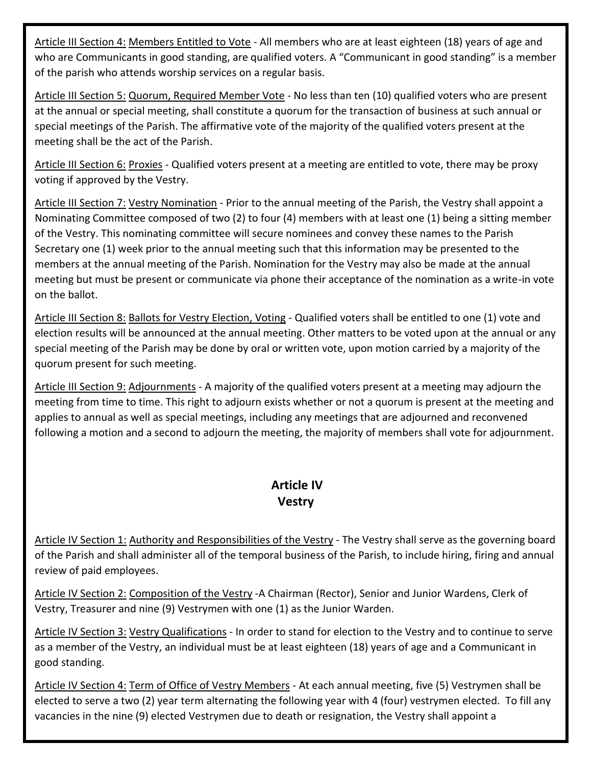Article III Section 4: Members Entitled to Vote - All members who are at least eighteen (18) years of age and who are Communicants in good standing, are qualified voters. A "Communicant in good standing" is a member of the parish who attends worship services on a regular basis.

Article III Section 5: Quorum, Required Member Vote - No less than ten (10) qualified voters who are present at the annual or special meeting, shall constitute a quorum for the transaction of business at such annual or special meetings of the Parish. The affirmative vote of the majority of the qualified voters present at the meeting shall be the act of the Parish.

Article III Section 6: Proxies - Qualified voters present at a meeting are entitled to vote, there may be proxy voting if approved by the Vestry.

Article III Section 7: Vestry Nomination - Prior to the annual meeting of the Parish, the Vestry shall appoint a Nominating Committee composed of two (2) to four (4) members with at least one (1) being a sitting member of the Vestry. This nominating committee will secure nominees and convey these names to the Parish Secretary one (1) week prior to the annual meeting such that this information may be presented to the members at the annual meeting of the Parish. Nomination for the Vestry may also be made at the annual meeting but must be present or communicate via phone their acceptance of the nomination as a write-in vote on the ballot.

Article III Section 8: Ballots for Vestry Election, Voting - Qualified voters shall be entitled to one (1) vote and election results will be announced at the annual meeting. Other matters to be voted upon at the annual or any special meeting of the Parish may be done by oral or written vote, upon motion carried by a majority of the quorum present for such meeting.

Article III Section 9: Adjournments - A majority of the qualified voters present at a meeting may adjourn the meeting from time to time. This right to adjourn exists whether or not a quorum is present at the meeting and applies to annual as well as special meetings, including any meetings that are adjourned and reconvened following a motion and a second to adjourn the meeting, the majority of members shall vote for adjournment.

## Article IV
## Vestry

Article IV Section 1: Authority and Responsibilities of the Vestry - The Vestry shall serve as the governing board of the Parish and shall administer all of the temporal business of the Parish, to include hiring, firing and annual review of paid employees.

Article IV Section 2: Composition of the Vestry -A Chairman (Rector), Senior and Junior Wardens, Clerk of Vestry, Treasurer and nine (9) Vestrymen with one (1) as the Junior Warden.

Article IV Section 3: Vestry Qualifications - In order to stand for election to the Vestry and to continue to serve as a member of the Vestry, an individual must be at least eighteen (18) years of age and a Communicant in good standing.

Article IV Section 4: Term of Office of Vestry Members - At each annual meeting, five (5) Vestrymen shall be elected to serve a two (2) year term alternating the following year with 4 (four) vestrymen elected. To fill any vacancies in the nine (9) elected Vestrymen due to death or resignation, the Vestry shall appoint a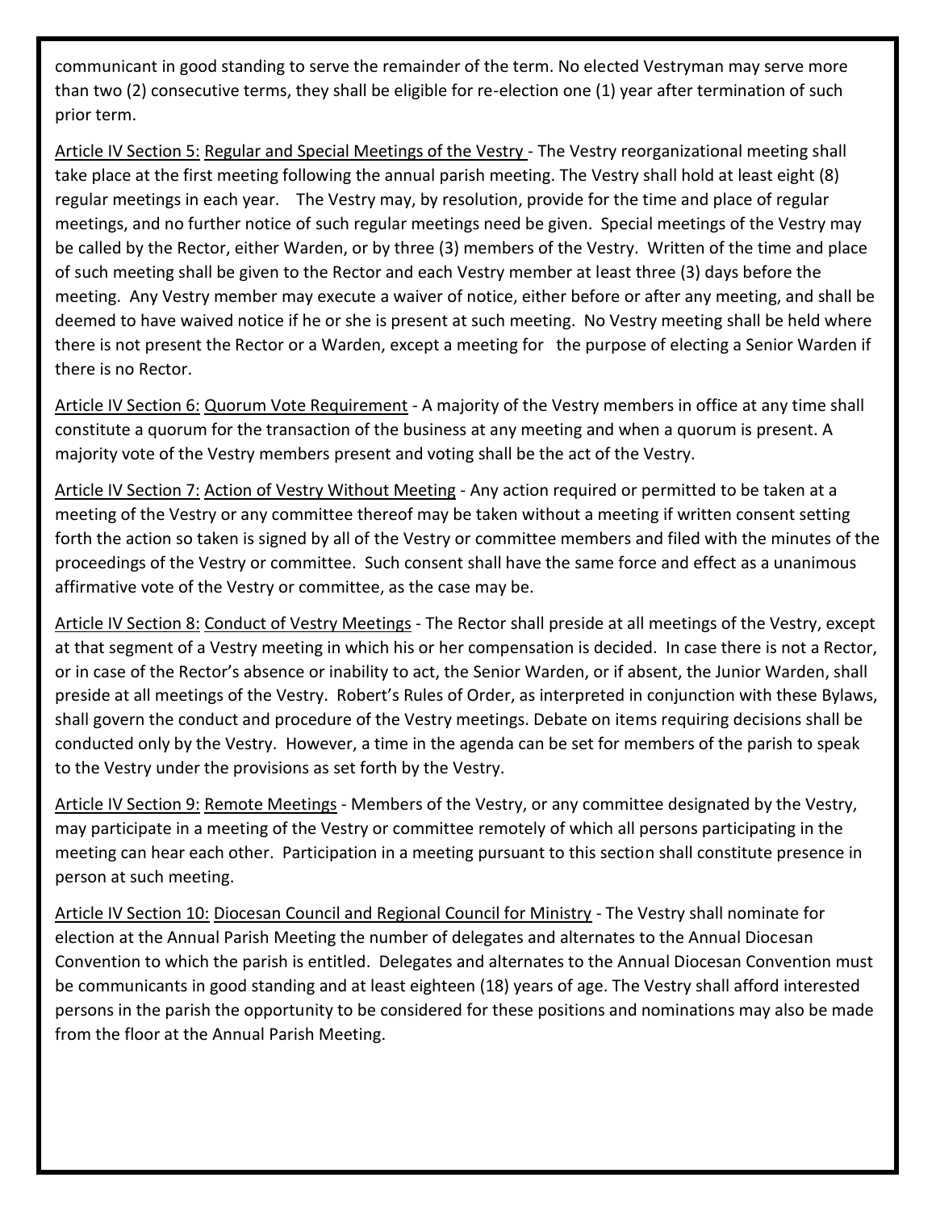communicant in good standing to serve the remainder of the term. No elected Vestryman may serve more than two (2) consecutive terms, they shall be eligible for re-election one (1) year after termination of such prior term.

<u>Article IV Section 5:</u> <u>Regular and Special Meetings of the Vestry</u> - The Vestry reorganizational meeting shall take place at the first meeting following the annual parish meeting. The Vestry shall hold at least eight (8) regular meetings in each year. The Vestry may, by resolution, provide for the time and place of regular meetings, and no further notice of such regular meetings need be given. Special meetings of the Vestry may be called by the Rector, either Warden, or by three (3) members of the Vestry. Written of the time and place of such meeting shall be given to the Rector and each Vestry member at least three (3) days before the meeting. Any Vestry member may execute a waiver of notice, either before or after any meeting, and shall be deemed to have waived notice if he or she is present at such meeting. No Vestry meeting shall be held where there is not present the Rector or a Warden, except a meeting for the purpose of electing a Senior Warden if there is no Rector.

<u>Article IV Section 6:</u> <u>Quorum Vote Requirement</u> - A majority of the Vestry members in office at any time shall constitute a quorum for the transaction of the business at any meeting and when a quorum is present. A majority vote of the Vestry members present and voting shall be the act of the Vestry.

<u>Article IV Section 7:</u> <u>Action of Vestry Without Meeting</u> - Any action required or permitted to be taken at a meeting of the Vestry or any committee thereof may be taken without a meeting if written consent setting forth the action so taken is signed by all of the Vestry or committee members and filed with the minutes of the proceedings of the Vestry or committee. Such consent shall have the same force and effect as a unanimous affirmative vote of the Vestry or committee, as the case may be.

<u>Article IV Section 8:</u> <u>Conduct of Vestry Meetings</u> - The Rector shall preside at all meetings of the Vestry, except at that segment of a Vestry meeting in which his or her compensation is decided. In case there is not a Rector, or in case of the Rector's absence or inability to act, the Senior Warden, or if absent, the Junior Warden, shall preside at all meetings of the Vestry. Robert's Rules of Order, as interpreted in conjunction with these Bylaws, shall govern the conduct and procedure of the Vestry meetings. Debate on items requiring decisions shall be conducted only by the Vestry. However, a time in the agenda can be set for members of the parish to speak to the Vestry under the provisions as set forth by the Vestry.

<u>Article IV Section 9:</u> <u>Remote Meetings</u> - Members of the Vestry, or any committee designated by the Vestry, may participate in a meeting of the Vestry or committee remotely of which all persons participating in the meeting can hear each other. Participation in a meeting pursuant to this section shall constitute presence in person at such meeting.

<u>Article IV Section 10:</u> <u>Diocesan Council and Regional Council for Ministry</u> - The Vestry shall nominate for election at the Annual Parish Meeting the number of delegates and alternates to the Annual Diocesan Convention to which the parish is entitled. Delegates and alternates to the Annual Diocesan Convention must be communicants in good standing and at least eighteen (18) years of age. The Vestry shall afford interested persons in the parish the opportunity to be considered for these positions and nominations may also be made from the floor at the Annual Parish Meeting.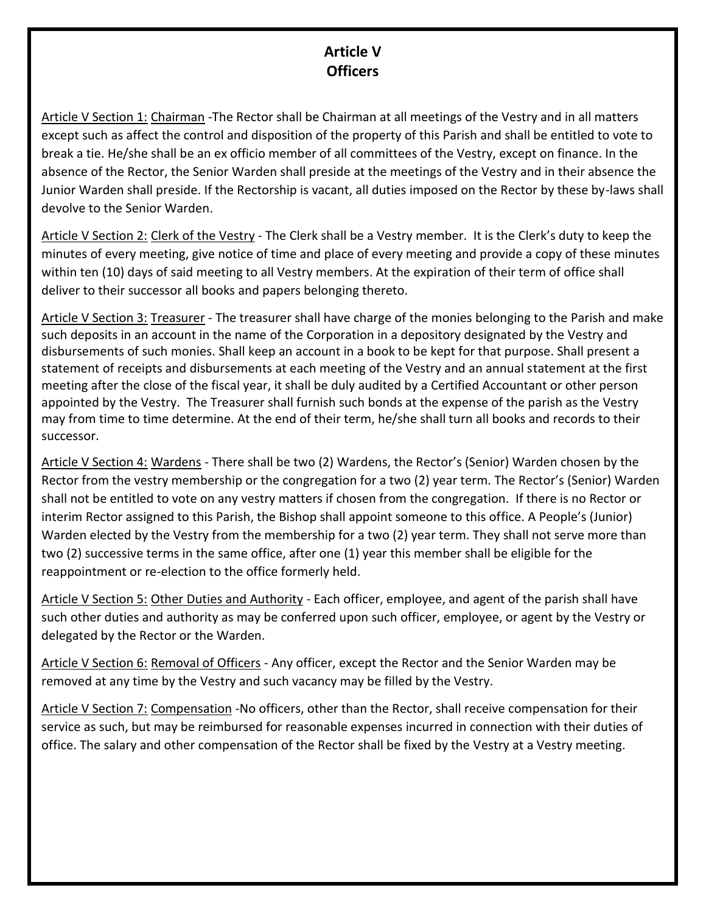# Article V
# Officers

<u>Article V Section 1:</u> <u>Chairman</u> -The Rector shall be Chairman at all meetings of the Vestry and in all matters except such as affect the control and disposition of the property of this Parish and shall be entitled to vote to break a tie. He/she shall be an ex officio member of all committees of the Vestry, except on finance. In the absence of the Rector, the Senior Warden shall preside at the meetings of the Vestry and in their absence the Junior Warden shall preside. If the Rectorship is vacant, all duties imposed on the Rector by these by-laws shall devolve to the Senior Warden.

<u>Article V Section 2:</u> <u>Clerk of the Vestry</u> - The Clerk shall be a Vestry member. It is the Clerk's duty to keep the minutes of every meeting, give notice of time and place of every meeting and provide a copy of these minutes within ten (10) days of said meeting to all Vestry members. At the expiration of their term of office shall deliver to their successor all books and papers belonging thereto.

<u>Article V Section 3:</u> <u>Treasurer</u> - The treasurer shall have charge of the monies belonging to the Parish and make such deposits in an account in the name of the Corporation in a depository designated by the Vestry and disbursements of such monies. Shall keep an account in a book to be kept for that purpose. Shall present a statement of receipts and disbursements at each meeting of the Vestry and an annual statement at the first meeting after the close of the fiscal year, it shall be duly audited by a Certified Accountant or other person appointed by the Vestry. The Treasurer shall furnish such bonds at the expense of the parish as the Vestry may from time to time determine. At the end of their term, he/she shall turn all books and records to their successor.

<u>Article V Section 4:</u> <u>Wardens</u> - There shall be two (2) Wardens, the Rector's (Senior) Warden chosen by the Rector from the vestry membership or the congregation for a two (2) year term. The Rector's (Senior) Warden shall not be entitled to vote on any vestry matters if chosen from the congregation. If there is no Rector or interim Rector assigned to this Parish, the Bishop shall appoint someone to this office. A People's (Junior) Warden elected by the Vestry from the membership for a two (2) year term. They shall not serve more than two (2) successive terms in the same office, after one (1) year this member shall be eligible for the reappointment or re-election to the office formerly held.

<u>Article V Section 5:</u> <u>Other Duties and Authority</u> - Each officer, employee, and agent of the parish shall have such other duties and authority as may be conferred upon such officer, employee, or agent by the Vestry or delegated by the Rector or the Warden.

<u>Article V Section 6:</u> <u>Removal of Officers</u> - Any officer, except the Rector and the Senior Warden may be removed at any time by the Vestry and such vacancy may be filled by the Vestry.

<u>Article V Section 7:</u> <u>Compensation</u> -No officers, other than the Rector, shall receive compensation for their service as such, but may be reimbursed for reasonable expenses incurred in connection with their duties of office. The salary and other compensation of the Rector shall be fixed by the Vestry at a Vestry meeting.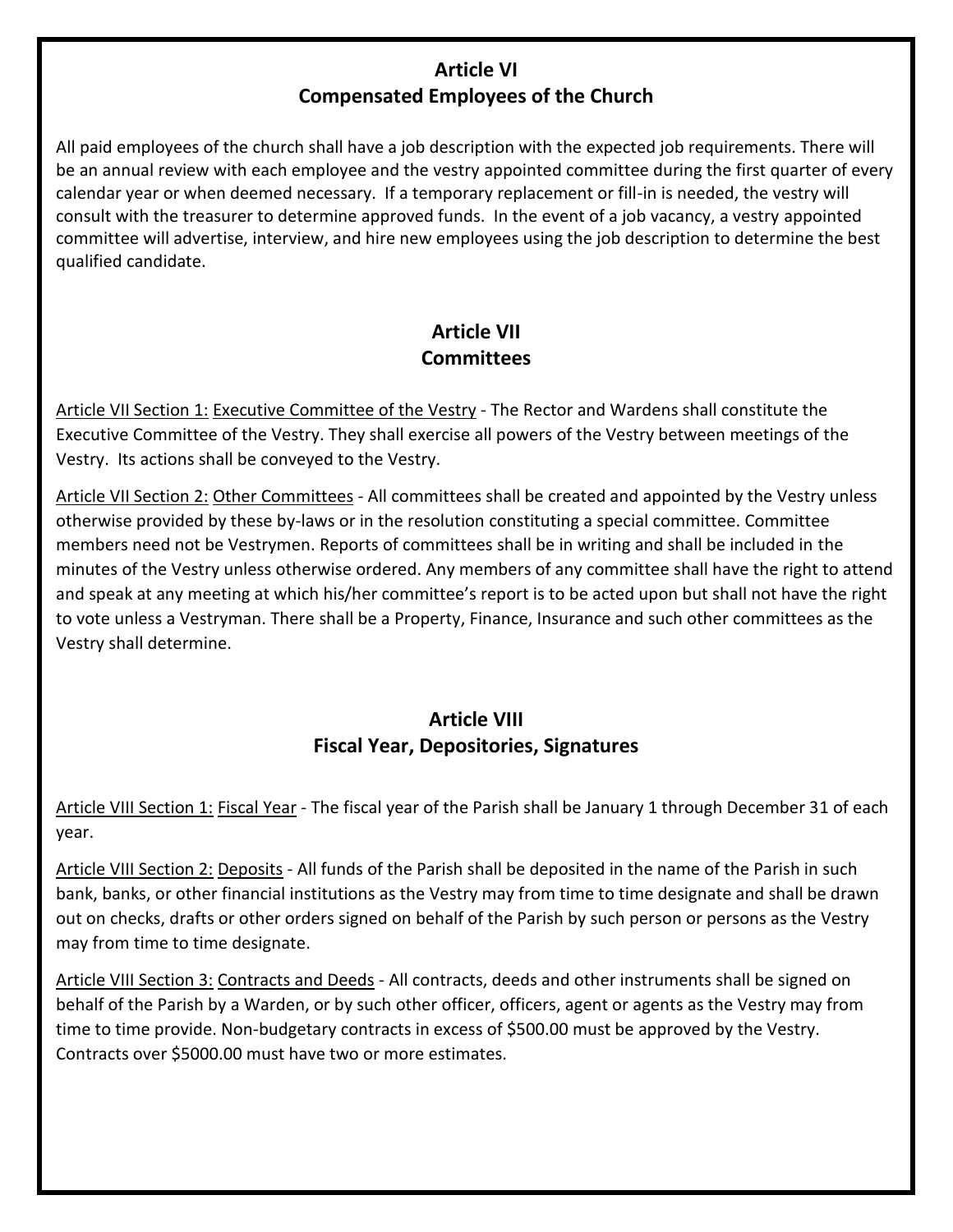## Article VI
## Compensated Employees of the Church

All paid employees of the church shall have a job description with the expected job requirements. There will be an annual review with each employee and the vestry appointed committee during the first quarter of every calendar year or when deemed necessary. If a temporary replacement or fill-in is needed, the vestry will consult with the treasurer to determine approved funds. In the event of a job vacancy, a vestry appointed committee will advertise, interview, and hire new employees using the job description to determine the best qualified candidate.

## Article VII
## Committees

<u>Article VII Section 1:</u> <u>Executive Committee of the Vestry</u> - The Rector and Wardens shall constitute the Executive Committee of the Vestry. They shall exercise all powers of the Vestry between meetings of the Vestry. Its actions shall be conveyed to the Vestry.

<u>Article VII Section 2:</u> <u>Other Committees</u> - All committees shall be created and appointed by the Vestry unless otherwise provided by these by-laws or in the resolution constituting a special committee. Committee members need not be Vestrymen. Reports of committees shall be in writing and shall be included in the minutes of the Vestry unless otherwise ordered. Any members of any committee shall have the right to attend and speak at any meeting at which his/her committee's report is to be acted upon but shall not have the right to vote unless a Vestryman. There shall be a Property, Finance, Insurance and such other committees as the Vestry shall determine.

## Article VIII
## Fiscal Year, Depositories, Signatures

<u>Article VIII Section 1:</u> <u>Fiscal Year</u> - The fiscal year of the Parish shall be January 1 through December 31 of each year.

<u>Article VIII Section 2:</u> <u>Deposits</u> - All funds of the Parish shall be deposited in the name of the Parish in such bank, banks, or other financial institutions as the Vestry may from time to time designate and shall be drawn out on checks, drafts or other orders signed on behalf of the Parish by such person or persons as the Vestry may from time to time designate.

<u>Article VIII Section 3:</u> <u>Contracts and Deeds</u> - All contracts, deeds and other instruments shall be signed on behalf of the Parish by a Warden, or by such other officer, officers, agent or agents as the Vestry may from time to time provide. Non-budgetary contracts in excess of $500.00 must be approved by the Vestry. Contracts over $5000.00 must have two or more estimates.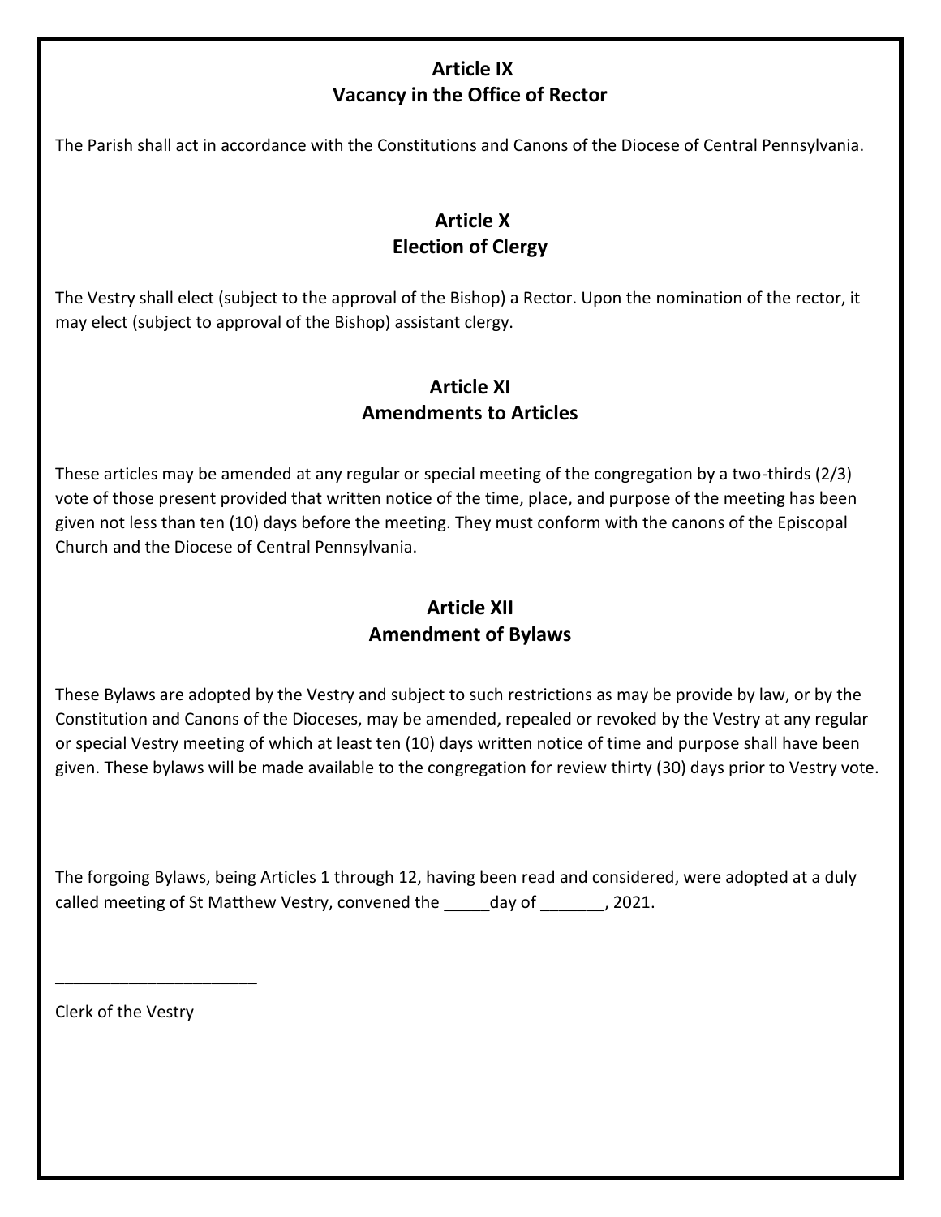## Article IX
## Vacancy in the Office of Rector

The Parish shall act in accordance with the Constitutions and Canons of the Diocese of Central Pennsylvania.

## Article X
## Election of Clergy

The Vestry shall elect (subject to the approval of the Bishop) a Rector. Upon the nomination of the rector, it may elect (subject to approval of the Bishop) assistant clergy.

## Article XI
## Amendments to Articles

These articles may be amended at any regular or special meeting of the congregation by a two-thirds (2/3) vote of those present provided that written notice of the time, place, and purpose of the meeting has been given not less than ten (10) days before the meeting. They must conform with the canons of the Episcopal Church and the Diocese of Central Pennsylvania.

## Article XII
## Amendment of Bylaws

These Bylaws are adopted by the Vestry and subject to such restrictions as may be provide by law, or by the Constitution and Canons of the Dioceses, may be amended, repealed or revoked by the Vestry at any regular or special Vestry meeting of which at least ten (10) days written notice of time and purpose shall have been given. These bylaws will be made available to the congregation for review thirty (30) days prior to Vestry vote.

The forgoing Bylaws, being Articles 1 through 12, having been read and considered, were adopted at a duly called meeting of St Matthew Vestry, convened the _____day of _______, 2021.

______________________

Clerk of the Vestry